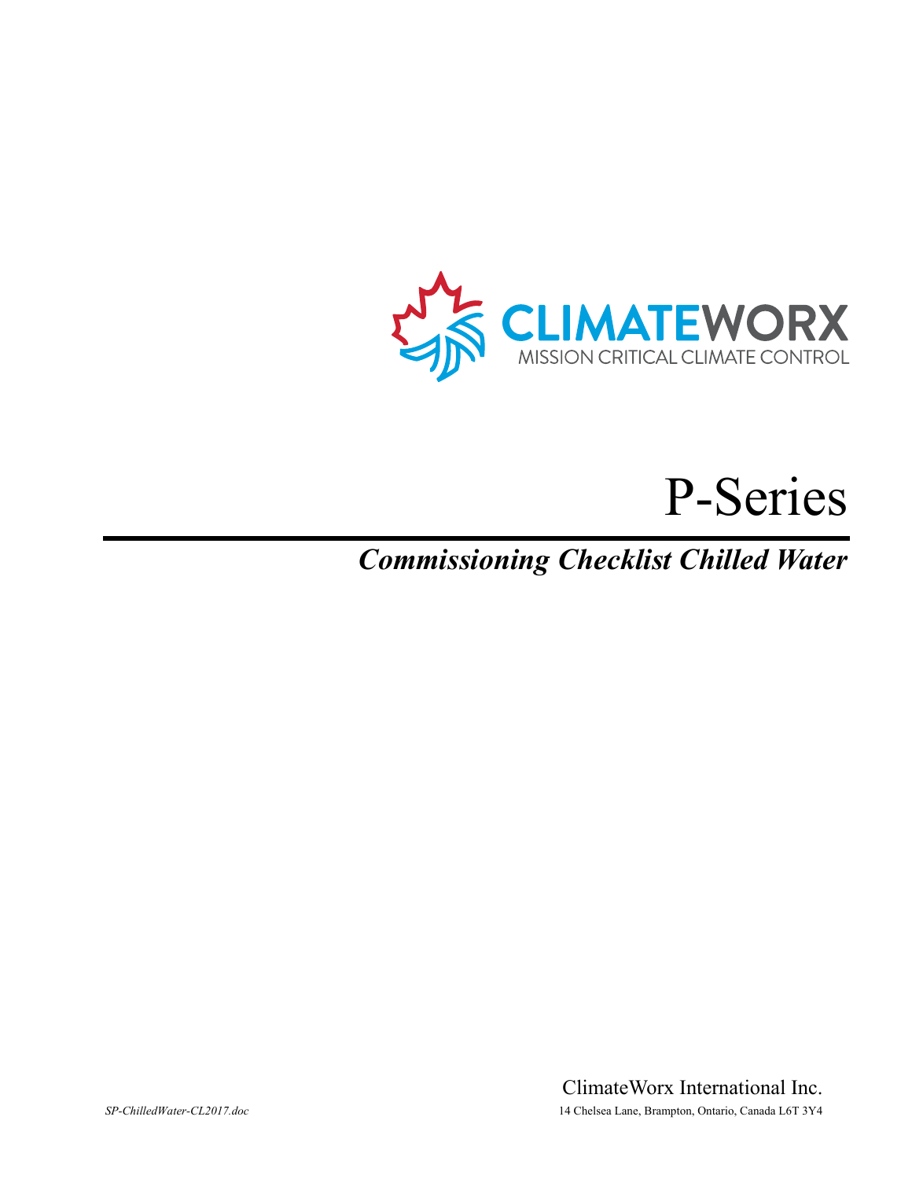CLIMATEWORX

MISSION CRITICAL CLIMATE CONTROL

# P-Series

## *Commissioning Checklist Chilled Water*

ClimateWorx International Inc.

*SP-ChilledWater-CL2017.doc*

14 Chelsea Lane, Brampton, Ontario, Canada L6T 3Y4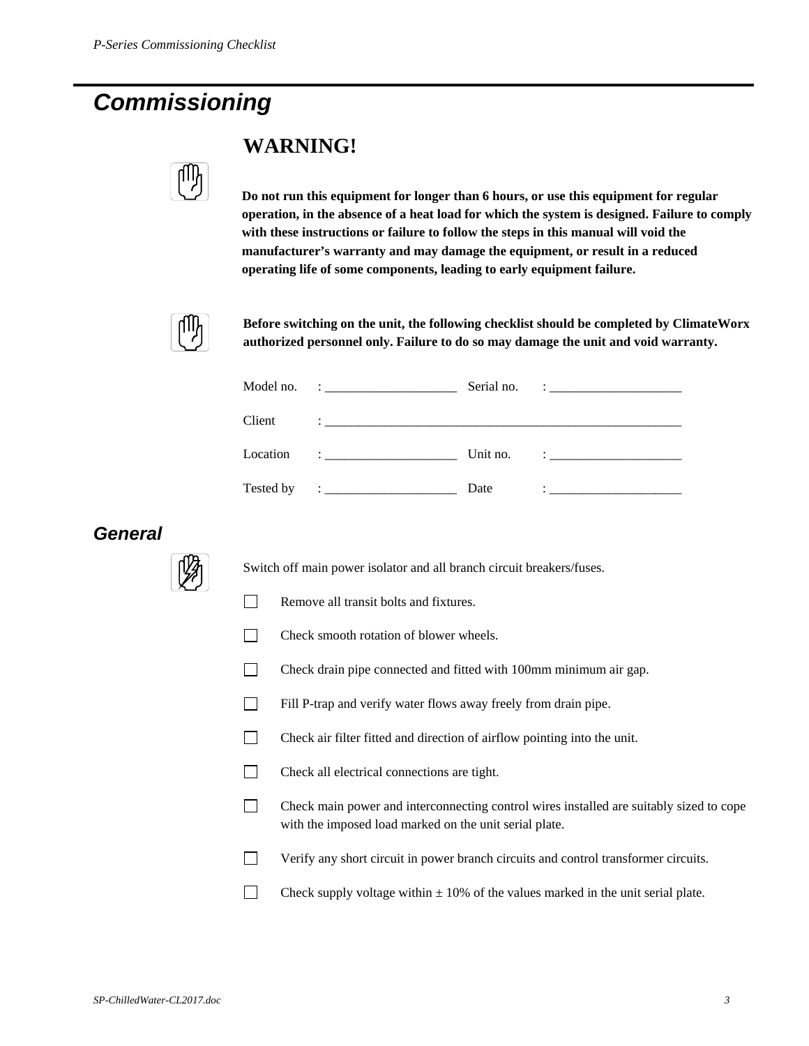# Commissioning

## WARNING!

**Do not run this equipment for longer than 6 hours, or use this equipment for regular operation, in the absence of a heat load for which the system is designed. Failure to comply with these instructions or failure to follow the steps in this manual will void the manufacturer's warranty and may damage the equipment, or result in a reduced operating life of some components, leading to early equipment failure.**

**Before switching on the unit, the following checklist should be completed by ClimateWorx authorized personnel only. Failure to do so may damage the unit and void warranty.**

Model no. : ____________________ Serial no. : ____________________

Client : ________________________________________________________

Location : ____________________ Unit no. : ____________________

Tested by : ____________________ Date : ____________________

## General

Switch off main power isolator and all branch circuit breakers/fuses.

- ☐ Remove all transit bolts and fixtures.
- ☐ Check smooth rotation of blower wheels.
- ☐ Check drain pipe connected and fitted with 100mm minimum air gap.
- ☐ Fill P-trap and verify water flows away freely from drain pipe.
- ☐ Check air filter fitted and direction of airflow pointing into the unit.
- ☐ Check all electrical connections are tight.
- ☐ Check main power and interconnecting control wires installed are suitably sized to cope with the imposed load marked on the unit serial plate.
- ☐ Verify any short circuit in power branch circuits and control transformer circuits.
- ☐ Check supply voltage within ± 10% of the values marked in the unit serial plate.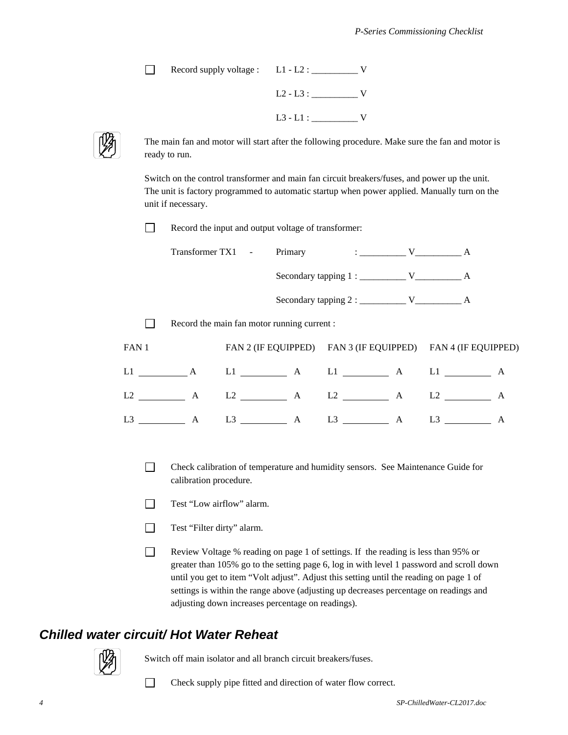- [ ] Record supply voltage : L1 - L2 : __________ V

  L2 - L3 : __________ V

  L3 - L1 : __________ V

The main fan and motor will start after the following procedure. Make sure the fan and motor is ready to run.

Switch on the control transformer and main fan circuit breakers/fuses, and power up the unit. The unit is factory programmed to automatic startup when power applied. Manually turn on the unit if necessary.

- [ ] Record the input and output voltage of transformer:

  Transformer TX1 - Primary : __________ V__________ A

  Secondary tapping 1 : __________ V__________ A

  Secondary tapping 2 : __________ V__________ A

- [ ] Record the main fan motor running current :

| FAN 1 | FAN 2 (IF EQUIPPED) | FAN 3 (IF EQUIPPED) | FAN 4 (IF EQUIPPED) |
|---|---|---|---|
| L1 __________ A | L1 __________ A | L1 __________ A | L1 __________ A |
| L2 __________ A | L2 __________ A | L2 __________ A | L2 __________ A |
| L3 __________ A | L3 __________ A | L3 __________ A | L3 __________ A |

- [ ] Check calibration of temperature and humidity sensors. See Maintenance Guide for calibration procedure.
- [ ] Test "Low airflow" alarm.
- [ ] Test "Filter dirty" alarm.
- [ ] Review Voltage % reading on page 1 of settings. If the reading is less than 95% or greater than 105% go to the setting page 6, log in with level 1 password and scroll down until you get to item "Volt adjust". Adjust this setting until the reading on page 1 of settings is within the range above (adjusting up decreases percentage on readings and adjusting down increases percentage on readings).

## *Chilled water circuit/ Hot Water Reheat*

Switch off main isolator and all branch circuit breakers/fuses.

- [ ] Check supply pipe fitted and direction of water flow correct.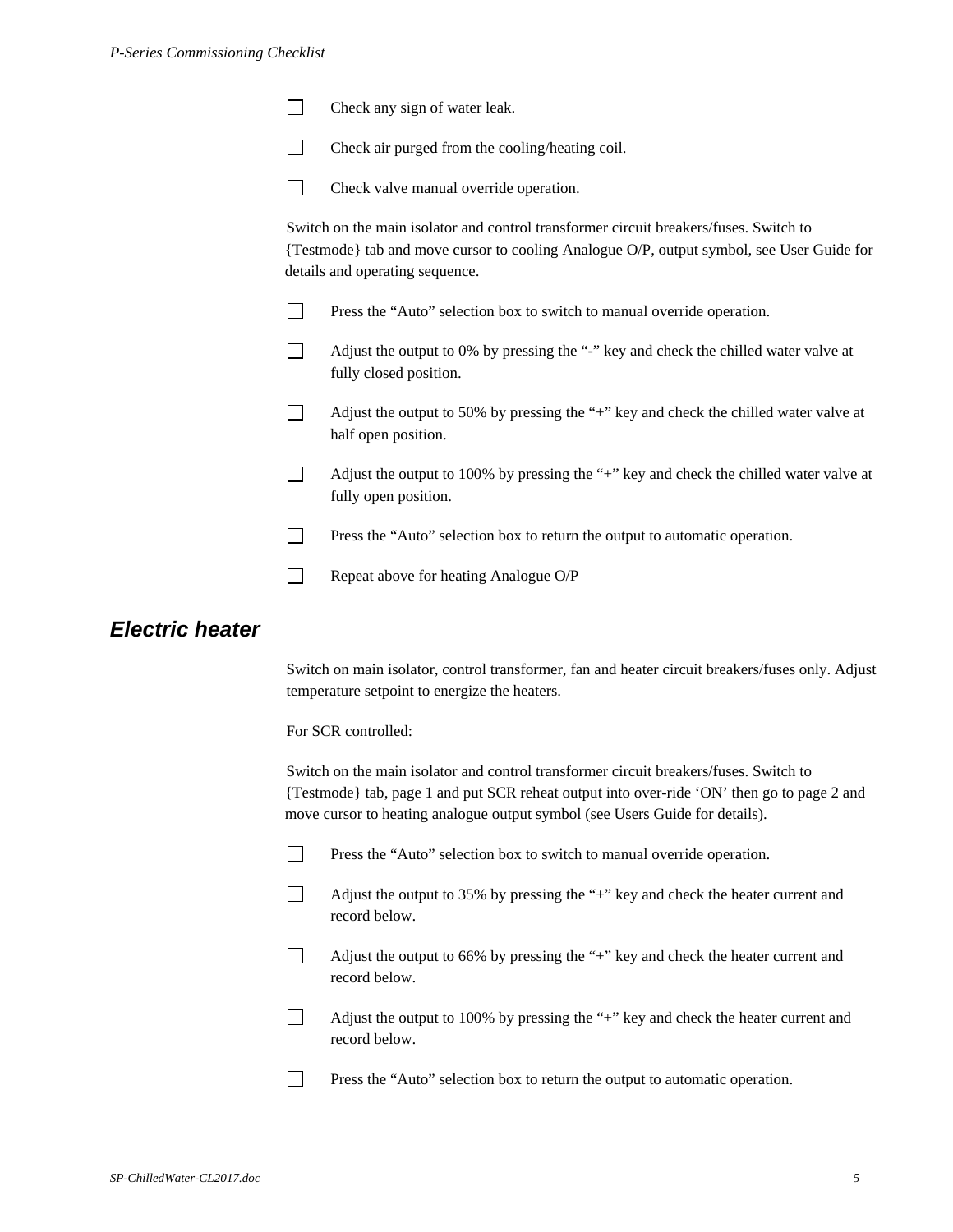- [ ] Check any sign of water leak.

- [ ] Check air purged from the cooling/heating coil.

- [ ] Check valve manual override operation.

Switch on the main isolator and control transformer circuit breakers/fuses. Switch to {Testmode} tab and move cursor to cooling Analogue O/P, output symbol, see User Guide for details and operating sequence.

- [ ] Press the "Auto" selection box to switch to manual override operation.

- [ ] Adjust the output to 0% by pressing the "-" key and check the chilled water valve at fully closed position.

- [ ] Adjust the output to 50% by pressing the "+" key and check the chilled water valve at half open position.

- [ ] Adjust the output to 100% by pressing the "+" key and check the chilled water valve at fully open position.

- [ ] Press the "Auto" selection box to return the output to automatic operation.

- [ ] Repeat above for heating Analogue O/P

## Electric heater

Switch on main isolator, control transformer, fan and heater circuit breakers/fuses only. Adjust temperature setpoint to energize the heaters.

For SCR controlled:

Switch on the main isolator and control transformer circuit breakers/fuses. Switch to {Testmode} tab, page 1 and put SCR reheat output into over-ride 'ON' then go to page 2 and move cursor to heating analogue output symbol (see Users Guide for details).

- [ ] Press the "Auto" selection box to switch to manual override operation.

- [ ] Adjust the output to 35% by pressing the "+" key and check the heater current and record below.

- [ ] Adjust the output to 66% by pressing the "+" key and check the heater current and record below.

- [ ] Adjust the output to 100% by pressing the "+" key and check the heater current and record below.

- [ ] Press the "Auto" selection box to return the output to automatic operation.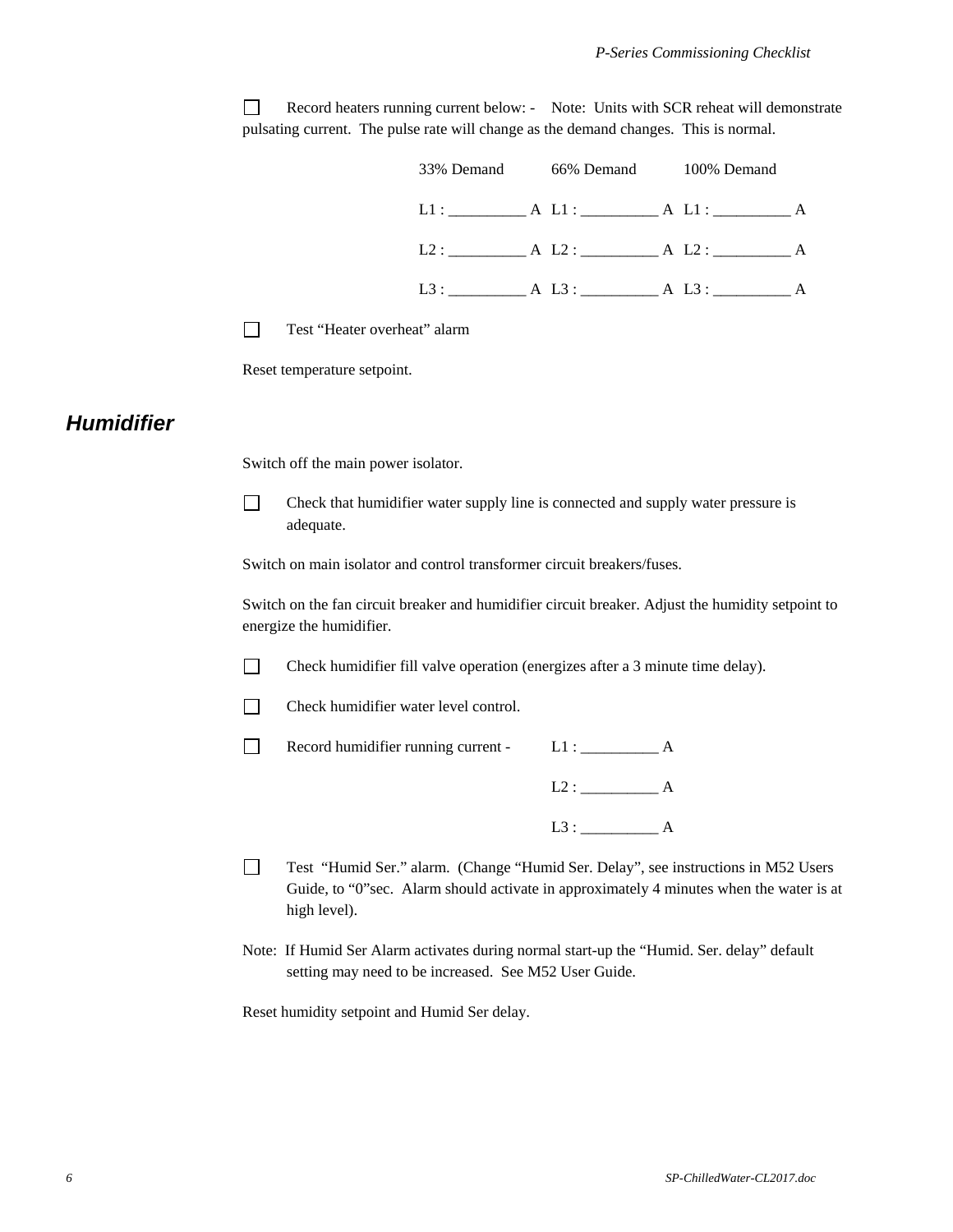☐ Record heaters running current below: - Note: Units with SCR reheat will demonstrate pulsating current. The pulse rate will change as the demand changes. This is normal.

| 33% Demand | 66% Demand | 100% Demand |
|---|---|---|
| L1 : __________ A | L1 : __________ A | L1 : __________ A |
| L2 : __________ A | L2 : __________ A | L2 : __________ A |
| L3 : __________ A | L3 : __________ A | L3 : __________ A |

☐ Test "Heater overheat" alarm

Reset temperature setpoint.

## Humidifier

Switch off the main power isolator.

☐ Check that humidifier water supply line is connected and supply water pressure is adequate.

Switch on main isolator and control transformer circuit breakers/fuses.

Switch on the fan circuit breaker and humidifier circuit breaker. Adjust the humidity setpoint to energize the humidifier.

☐ Check humidifier fill valve operation (energizes after a 3 minute time delay).

☐ Check humidifier water level control.

☐ Record humidifier running current - L1 : __________ A

L2 : __________ A

L3 : __________ A

☐ Test "Humid Ser." alarm. (Change "Humid Ser. Delay", see instructions in M52 Users Guide, to "0"sec. Alarm should activate in approximately 4 minutes when the water is at high level).

Note: If Humid Ser Alarm activates during normal start-up the "Humid. Ser. delay" default setting may need to be increased. See M52 User Guide.

Reset humidity setpoint and Humid Ser delay.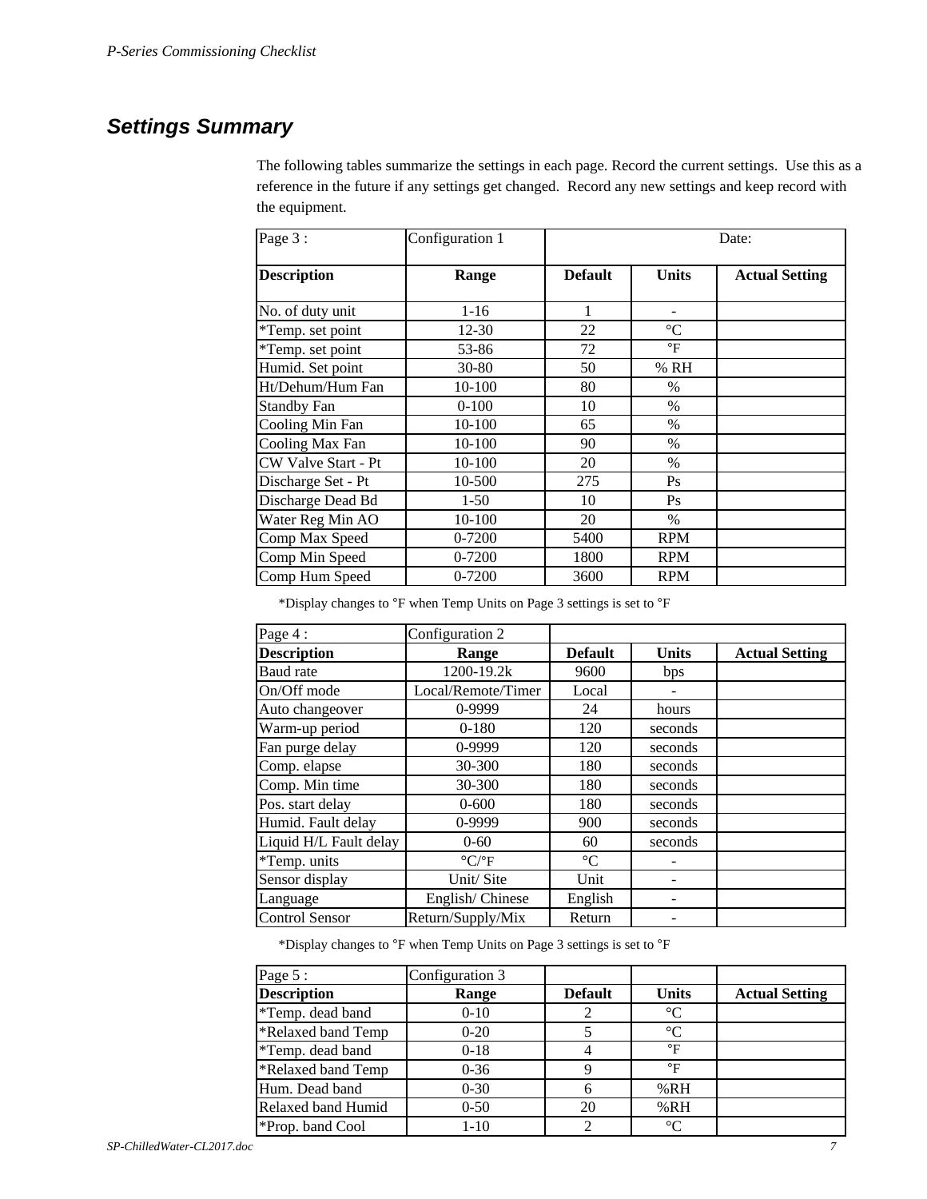## Settings Summary

The following tables summarize the settings in each page. Record the current settings. Use this as a reference in the future if any settings get changed. Record any new settings and keep record with the equipment.

| Page 3 : | Configuration 1 | Date: | | |
|---|---|---|---|---|
| **Description** | **Range** | **Default** | **Units** | **Actual Setting** |
| No. of duty unit | 1-16 | 1 | - | |
| *Temp. set point | 12-30 | 22 | °C | |
| *Temp. set point | 53-86 | 72 | °F | |
| Humid. Set point | 30-80 | 50 | % RH | |
| Ht/Dehum/Hum Fan | 10-100 | 80 | % | |
| Standby Fan | 0-100 | 10 | % | |
| Cooling Min Fan | 10-100 | 65 | % | |
| Cooling Max Fan | 10-100 | 90 | % | |
| CW Valve Start - Pt | 10-100 | 20 | % | |
| Discharge Set - Pt | 10-500 | 275 | Ps | |
| Discharge Dead Bd | 1-50 | 10 | Ps | |
| Water Reg Min AO | 10-100 | 20 | % | |
| Comp Max Speed | 0-7200 | 5400 | RPM | |
| Comp Min Speed | 0-7200 | 1800 | RPM | |
| Comp Hum Speed | 0-7200 | 3600 | RPM | |

*Display changes to °F when Temp Units on Page 3 settings is set to °F

| Page 4 : | Configuration 2 | | | |
|---|---|---|---|---|
| **Description** | **Range** | **Default** | **Units** | **Actual Setting** |
| Baud rate | 1200-19.2k | 9600 | bps | |
| On/Off mode | Local/Remote/Timer | Local | - | |
| Auto changeover | 0-9999 | 24 | hours | |
| Warm-up period | 0-180 | 120 | seconds | |
| Fan purge delay | 0-9999 | 120 | seconds | |
| Comp. elapse | 30-300 | 180 | seconds | |
| Comp. Min time | 30-300 | 180 | seconds | |
| Pos. start delay | 0-600 | 180 | seconds | |
| Humid. Fault delay | 0-9999 | 900 | seconds | |
| Liquid H/L Fault delay | 0-60 | 60 | seconds | |
| *Temp. units | °C/°F | °C | - | |
| Sensor display | Unit/ Site | Unit | - | |
| Language | English/ Chinese | English | - | |
| Control Sensor | Return/Supply/Mix | Return | - | |

*Display changes to °F when Temp Units on Page 3 settings is set to °F

| Page 5 : | Configuration 3 | | | |
|---|---|---|---|---|
| **Description** | **Range** | **Default** | **Units** | **Actual Setting** |
| *Temp. dead band | 0-10 | 2 | °C | |
| *Relaxed band Temp | 0-20 | 5 | °C | |
| *Temp. dead band | 0-18 | 4 | °F | |
| *Relaxed band Temp | 0-36 | 9 | °F | |
| Hum. Dead band | 0-30 | 6 | %RH | |
| Relaxed band Humid | 0-50 | 20 | %RH | |
| *Prop. band Cool | 1-10 | 2 | °C | |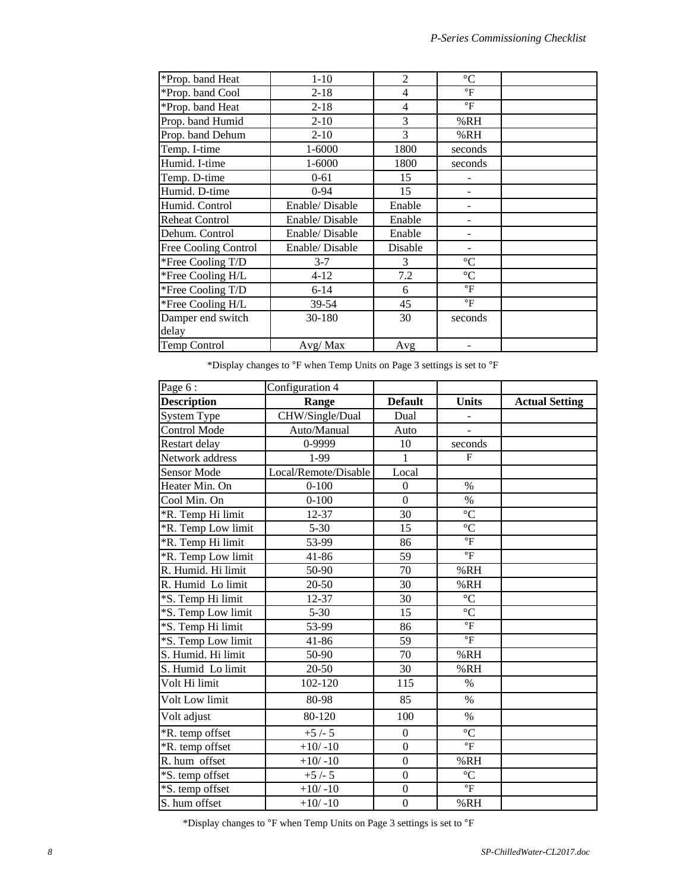| | | | | |
|---|---|---|---|---|
| *Prop. band Heat | 1-10 | 2 | °C | |
| *Prop. band Cool | 2-18 | 4 | °F | |
| *Prop. band Heat | 2-18 | 4 | °F | |
| Prop. band Humid | 2-10 | 3 | %RH | |
| Prop. band Dehum | 2-10 | 3 | %RH | |
| Temp. I-time | 1-6000 | 1800 | seconds | |
| Humid. I-time | 1-6000 | 1800 | seconds | |
| Temp. D-time | 0-61 | 15 | - | |
| Humid. D-time | 0-94 | 15 | - | |
| Humid. Control | Enable/ Disable | Enable | - | |
| Reheat Control | Enable/ Disable | Enable | - | |
| Dehum. Control | Enable/ Disable | Enable | - | |
| Free Cooling Control | Enable/ Disable | Disable | - | |
| *Free Cooling T/D | 3-7 | 3 | °C | |
| *Free Cooling H/L | 4-12 | 7.2 | °C | |
| *Free Cooling T/D | 6-14 | 6 | °F | |
| *Free Cooling H/L | 39-54 | 45 | °F | |
| Damper end switch delay | 30-180 | 30 | seconds | |
| Temp Control | Avg/ Max | Avg | - | |

*Display changes to °F when Temp Units on Page 3 settings is set to °F

| Page 6 : | Configuration 4 | | | |
|---|---|---|---|---|
| **Description** | **Range** | **Default** | **Units** | **Actual Setting** |
| System Type | CHW/Single/Dual | Dual | - | |
| Control Mode | Auto/Manual | Auto | - | |
| Restart delay | 0-9999 | 10 | seconds | |
| Network address | 1-99 | 1 | F | |
| Sensor Mode | Local/Remote/Disable | Local | | |
| Heater Min. On | 0-100 | 0 | % | |
| Cool Min. On | 0-100 | 0 | % | |
| *R. Temp Hi limit | 12-37 | 30 | °C | |
| *R. Temp Low limit | 5-30 | 15 | °C | |
| *R. Temp Hi limit | 53-99 | 86 | °F | |
| *R. Temp Low limit | 41-86 | 59 | °F | |
| R. Humid. Hi limit | 50-90 | 70 | %RH | |
| R. Humid Lo limit | 20-50 | 30 | %RH | |
| *S. Temp Hi limit | 12-37 | 30 | °C | |
| *S. Temp Low limit | 5-30 | 15 | °C | |
| *S. Temp Hi limit | 53-99 | 86 | °F | |
| *S. Temp Low limit | 41-86 | 59 | °F | |
| S. Humid. Hi limit | 50-90 | 70 | %RH | |
| S. Humid Lo limit | 20-50 | 30 | %RH | |
| Volt Hi limit | 102-120 | 115 | % | |
| Volt Low limit | 80-98 | 85 | % | |
| Volt adjust | 80-120 | 100 | % | |
| *R. temp offset | +5 /- 5 | 0 | °C | |
| *R. temp offset | +10/ -10 | 0 | °F | |
| R. hum offset | +10/ -10 | 0 | %RH | |
| *S. temp offset | +5 /- 5 | 0 | °C | |
| *S. temp offset | +10/ -10 | 0 | °F | |
| S. hum offset | +10/ -10 | 0 | %RH | |

*Display changes to °F when Temp Units on Page 3 settings is set to °F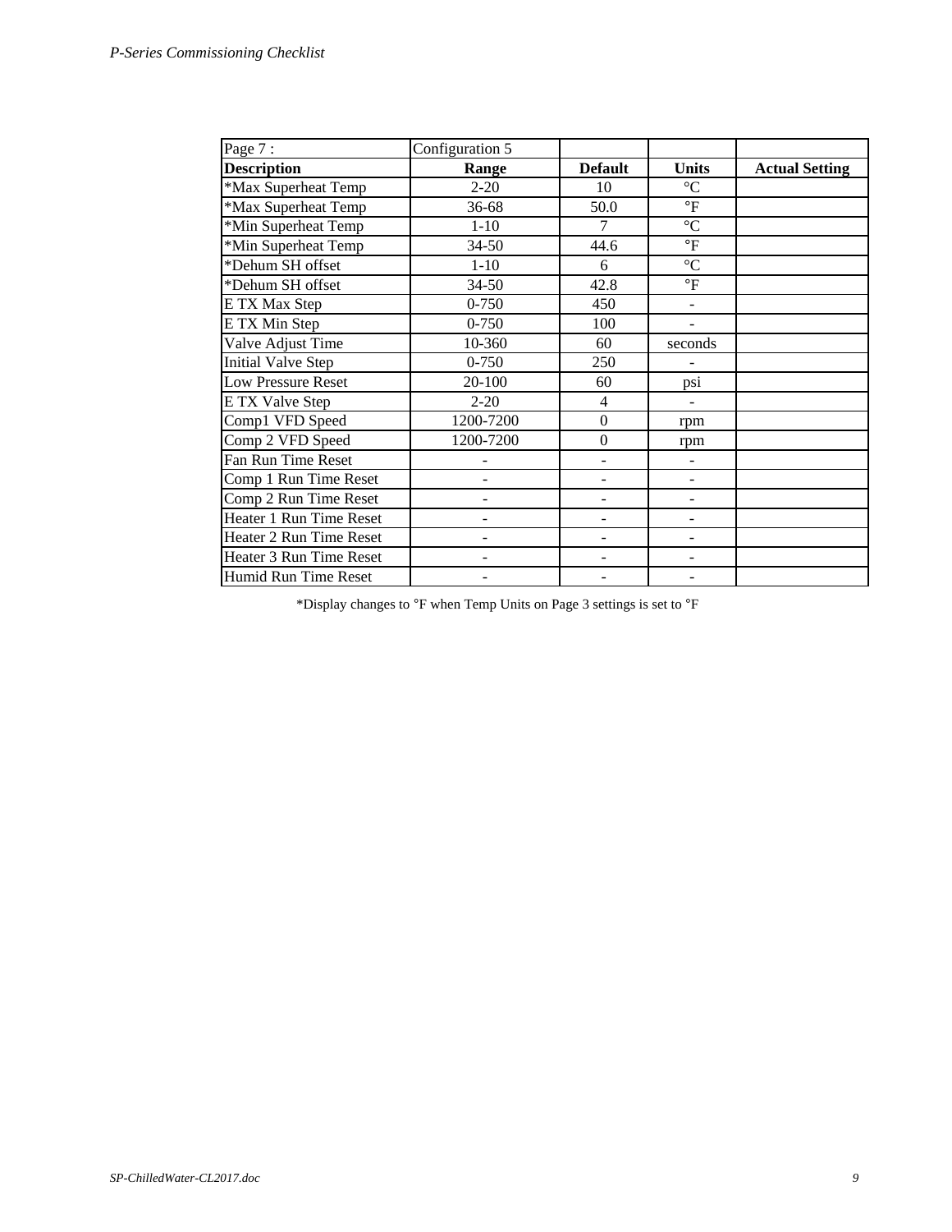| Page 7 : | Configuration 5 | | | |
|---|---|---|---|---|
| **Description** | **Range** | **Default** | **Units** | **Actual Setting** |
| *Max Superheat Temp | 2-20 | 10 | °C | |
| *Max Superheat Temp | 36-68 | 50.0 | °F | |
| *Min Superheat Temp | 1-10 | 7 | °C | |
| *Min Superheat Temp | 34-50 | 44.6 | °F | |
| *Dehum SH offset | 1-10 | 6 | °C | |
| *Dehum SH offset | 34-50 | 42.8 | °F | |
| E TX Max Step | 0-750 | 450 | - | |
| E TX Min Step | 0-750 | 100 | - | |
| Valve Adjust Time | 10-360 | 60 | seconds | |
| Initial Valve Step | 0-750 | 250 | - | |
| Low Pressure Reset | 20-100 | 60 | psi | |
| E TX Valve Step | 2-20 | 4 | - | |
| Comp1 VFD Speed | 1200-7200 | 0 | rpm | |
| Comp 2 VFD Speed | 1200-7200 | 0 | rpm | |
| Fan Run Time Reset | - | - | - | |
| Comp 1 Run Time Reset | - | - | - | |
| Comp 2 Run Time Reset | - | - | - | |
| Heater 1 Run Time Reset | - | - | - | |
| Heater 2 Run Time Reset | - | - | - | |
| Heater 3 Run Time Reset | - | - | - | |
| Humid Run Time Reset | - | - | - | |

*Display changes to °F when Temp Units on Page 3 settings is set to °F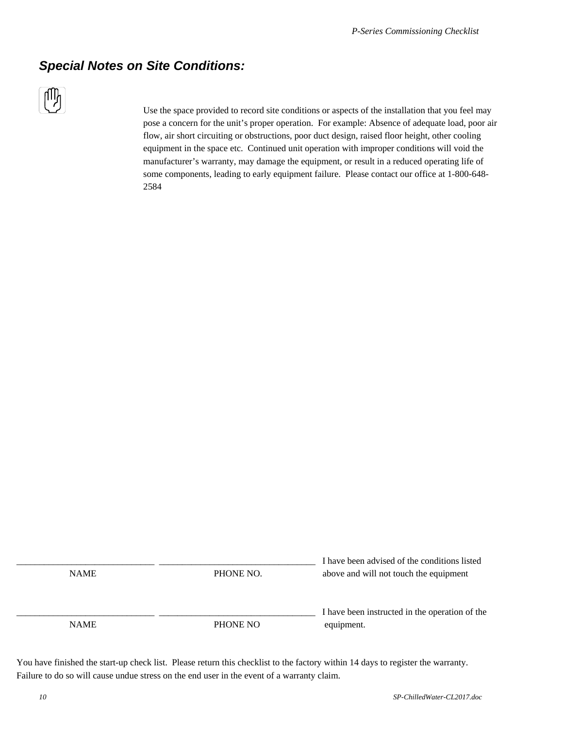## *Special Notes on Site Conditions:*

Use the space provided to record site conditions or aspects of the installation that you feel may pose a concern for the unit's proper operation. For example: Absence of adequate load, poor air flow, air short circuiting or obstructions, poor duct design, raised floor height, other cooling equipment in the space etc. Continued unit operation with improper conditions will void the manufacturer's warranty, may damage the equipment, or result in a reduced operating life of some components, leading to early equipment failure. Please contact our office at 1-800-648-2584

| | | |
|---|---|---|
| ______________________________ NAME | ______________________________ PHONE NO. | I have been advised of the conditions listed above and will not touch the equipment |
| ______________________________ NAME | ______________________________ PHONE NO | I have been instructed in the operation of the equipment. |

You have finished the start-up check list. Please return this checklist to the factory within 14 days to register the warranty. Failure to do so will cause undue stress on the end user in the event of a warranty claim.